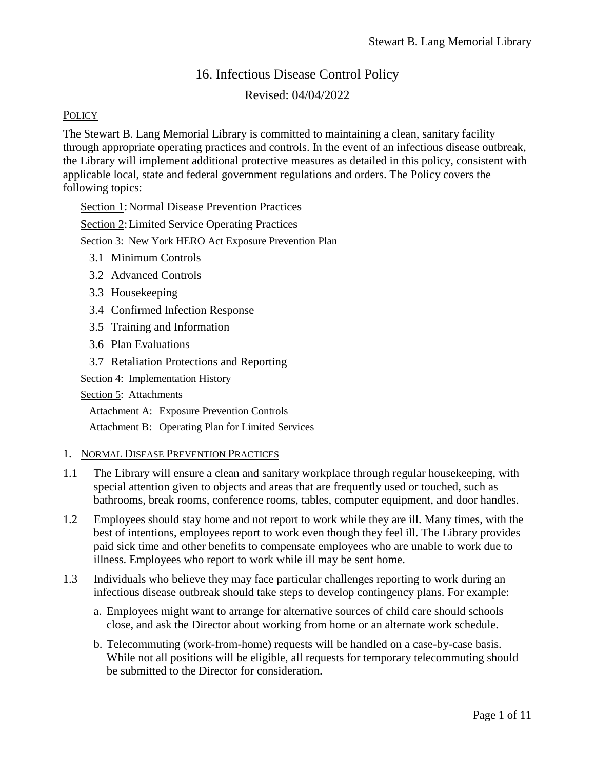# 16. Infectious Disease Control Policy

Revised: 04/04/2022

## Policy

The Stewart B. Lang Memorial Library is committed to maintaining a clean, sanitary facility through appropriate operating practices and controls. In the event of an infectious disease outbreak, the Library will implement additional protective measures as detailed in this policy, consistent with applicable local, state and federal government regulations and orders. The Policy covers the following topics:

- Section 1: Normal Disease Prevention Practices
- Section 2: Limited Service Operating Practices
- Section 3: New York HERO Act Exposure Prevention Plan
  - 3.1 Minimum Controls
  - 3.2 Advanced Controls
  - 3.3 Housekeeping
  - 3.4 Confirmed Infection Response
  - 3.5 Training and Information
  - 3.6 Plan Evaluations
  - 3.7 Retaliation Protections and Reporting
- Section 4: Implementation History
- Section 5: Attachments
  - Attachment A: Exposure Prevention Controls
  - Attachment B: Operating Plan for Limited Services

## 1. Normal Disease Prevention Practices

1.1 The Library will ensure a clean and sanitary workplace through regular housekeeping, with special attention given to objects and areas that are frequently used or touched, such as bathrooms, break rooms, conference rooms, tables, computer equipment, and door handles.

1.2 Employees should stay home and not report to work while they are ill. Many times, with the best of intentions, employees report to work even though they feel ill. The Library provides paid sick time and other benefits to compensate employees who are unable to work due to illness. Employees who report to work while ill may be sent home.

1.3 Individuals who believe they may face particular challenges reporting to work during an infectious disease outbreak should take steps to develop contingency plans. For example:

a. Employees might want to arrange for alternative sources of child care should schools close, and ask the Director about working from home or an alternate work schedule.

b. Telecommuting (work-from-home) requests will be handled on a case-by-case basis. While not all positions will be eligible, all requests for temporary telecommuting should be submitted to the Director for consideration.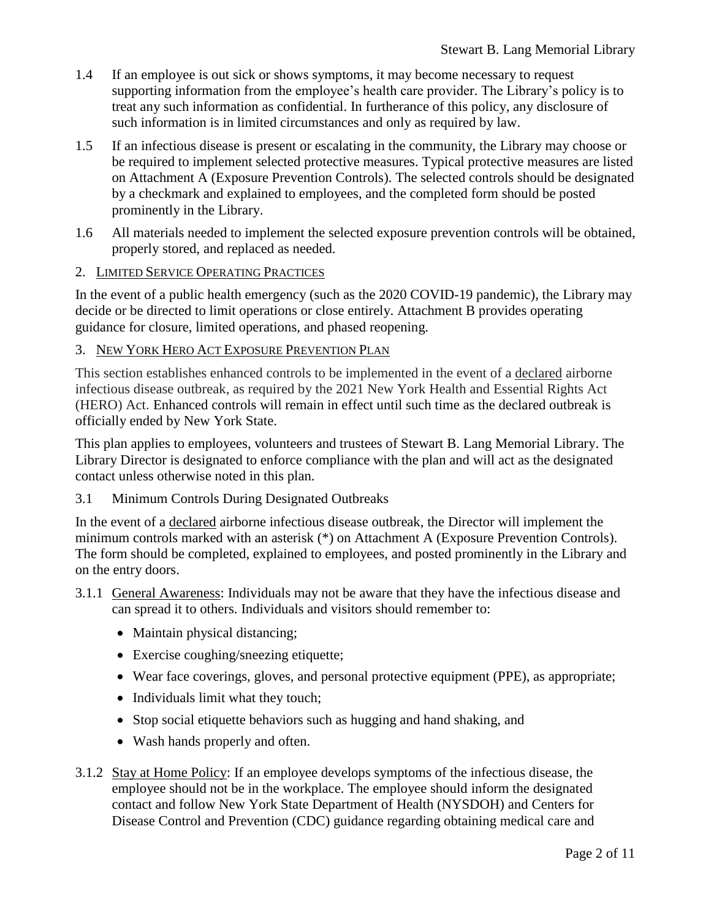1.4 If an employee is out sick or shows symptoms, it may become necessary to request supporting information from the employee's health care provider. The Library's policy is to treat any such information as confidential. In furtherance of this policy, any disclosure of such information is in limited circumstances and only as required by law.

1.5 If an infectious disease is present or escalating in the community, the Library may choose or be required to implement selected protective measures. Typical protective measures are listed on Attachment A (Exposure Prevention Controls). The selected controls should be designated by a checkmark and explained to employees, and the completed form should be posted prominently in the Library.

1.6 All materials needed to implement the selected exposure prevention controls will be obtained, properly stored, and replaced as needed.

## 2. <u>Limited Service Operating Practices</u>

In the event of a public health emergency (such as the 2020 COVID-19 pandemic), the Library may decide or be directed to limit operations or close entirely. Attachment B provides operating guidance for closure, limited operations, and phased reopening.

## 3. <u>New York HERO Act Exposure Prevention Plan</u>

This section establishes enhanced controls to be implemented in the event of a <u>declared</u> airborne infectious disease outbreak, as required by the 2021 New York Health and Essential Rights Act (HERO) Act. Enhanced controls will remain in effect until such time as the declared outbreak is officially ended by New York State.

This plan applies to employees, volunteers and trustees of Stewart B. Lang Memorial Library. The Library Director is designated to enforce compliance with the plan and will act as the designated contact unless otherwise noted in this plan.

### 3.1 Minimum Controls During Designated Outbreaks

In the event of a <u>declared</u> airborne infectious disease outbreak, the Director will implement the minimum controls marked with an asterisk (*) on Attachment A (Exposure Prevention Controls). The form should be completed, explained to employees, and posted prominently in the Library and on the entry doors.

3.1.1 <u>General Awareness</u>: Individuals may not be aware that they have the infectious disease and can spread it to others. Individuals and visitors should remember to:

- Maintain physical distancing;
- Exercise coughing/sneezing etiquette;
- Wear face coverings, gloves, and personal protective equipment (PPE), as appropriate;
- Individuals limit what they touch;
- Stop social etiquette behaviors such as hugging and hand shaking, and
- Wash hands properly and often.

3.1.2 <u>Stay at Home Policy</u>: If an employee develops symptoms of the infectious disease, the employee should not be in the workplace. The employee should inform the designated contact and follow New York State Department of Health (NYSDOH) and Centers for Disease Control and Prevention (CDC) guidance regarding obtaining medical care and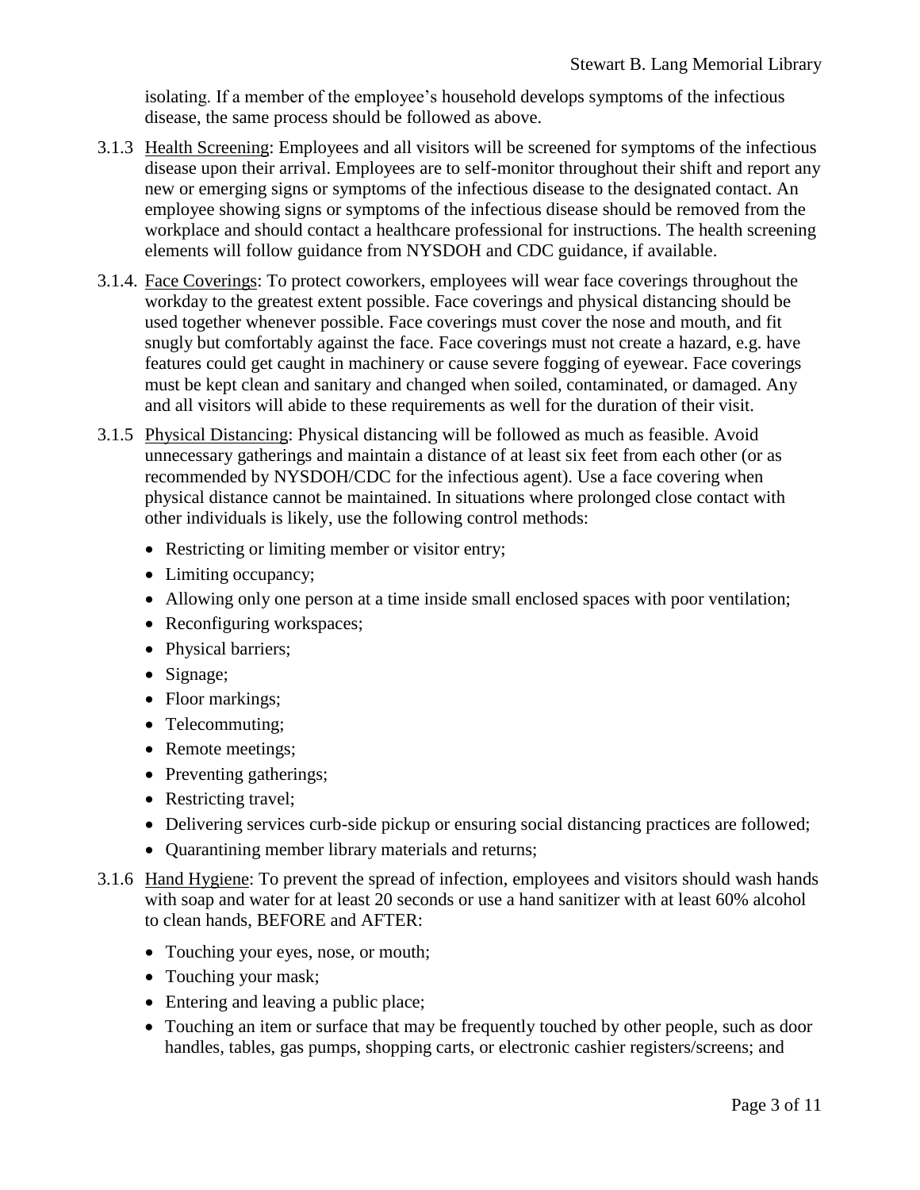isolating. If a member of the employee's household develops symptoms of the infectious disease, the same process should be followed as above.

3.1.3 Health Screening: Employees and all visitors will be screened for symptoms of the infectious disease upon their arrival. Employees are to self-monitor throughout their shift and report any new or emerging signs or symptoms of the infectious disease to the designated contact. An employee showing signs or symptoms of the infectious disease should be removed from the workplace and should contact a healthcare professional for instructions. The health screening elements will follow guidance from NYSDOH and CDC guidance, if available.

3.1.4. Face Coverings: To protect coworkers, employees will wear face coverings throughout the workday to the greatest extent possible. Face coverings and physical distancing should be used together whenever possible. Face coverings must cover the nose and mouth, and fit snugly but comfortably against the face. Face coverings must not create a hazard, e.g. have features could get caught in machinery or cause severe fogging of eyewear. Face coverings must be kept clean and sanitary and changed when soiled, contaminated, or damaged. Any and all visitors will abide to these requirements as well for the duration of their visit.

3.1.5 Physical Distancing: Physical distancing will be followed as much as feasible. Avoid unnecessary gatherings and maintain a distance of at least six feet from each other (or as recommended by NYSDOH/CDC for the infectious agent). Use a face covering when physical distance cannot be maintained. In situations where prolonged close contact with other individuals is likely, use the following control methods:

- Restricting or limiting member or visitor entry;
- Limiting occupancy;
- Allowing only one person at a time inside small enclosed spaces with poor ventilation;
- Reconfiguring workspaces;
- Physical barriers;
- Signage;
- Floor markings;
- Telecommuting;
- Remote meetings;
- Preventing gatherings;
- Restricting travel;
- Delivering services curb-side pickup or ensuring social distancing practices are followed;
- Quarantining member library materials and returns;

3.1.6 Hand Hygiene: To prevent the spread of infection, employees and visitors should wash hands with soap and water for at least 20 seconds or use a hand sanitizer with at least 60% alcohol to clean hands, BEFORE and AFTER:

- Touching your eyes, nose, or mouth;
- Touching your mask;
- Entering and leaving a public place;
- Touching an item or surface that may be frequently touched by other people, such as door handles, tables, gas pumps, shopping carts, or electronic cashier registers/screens; and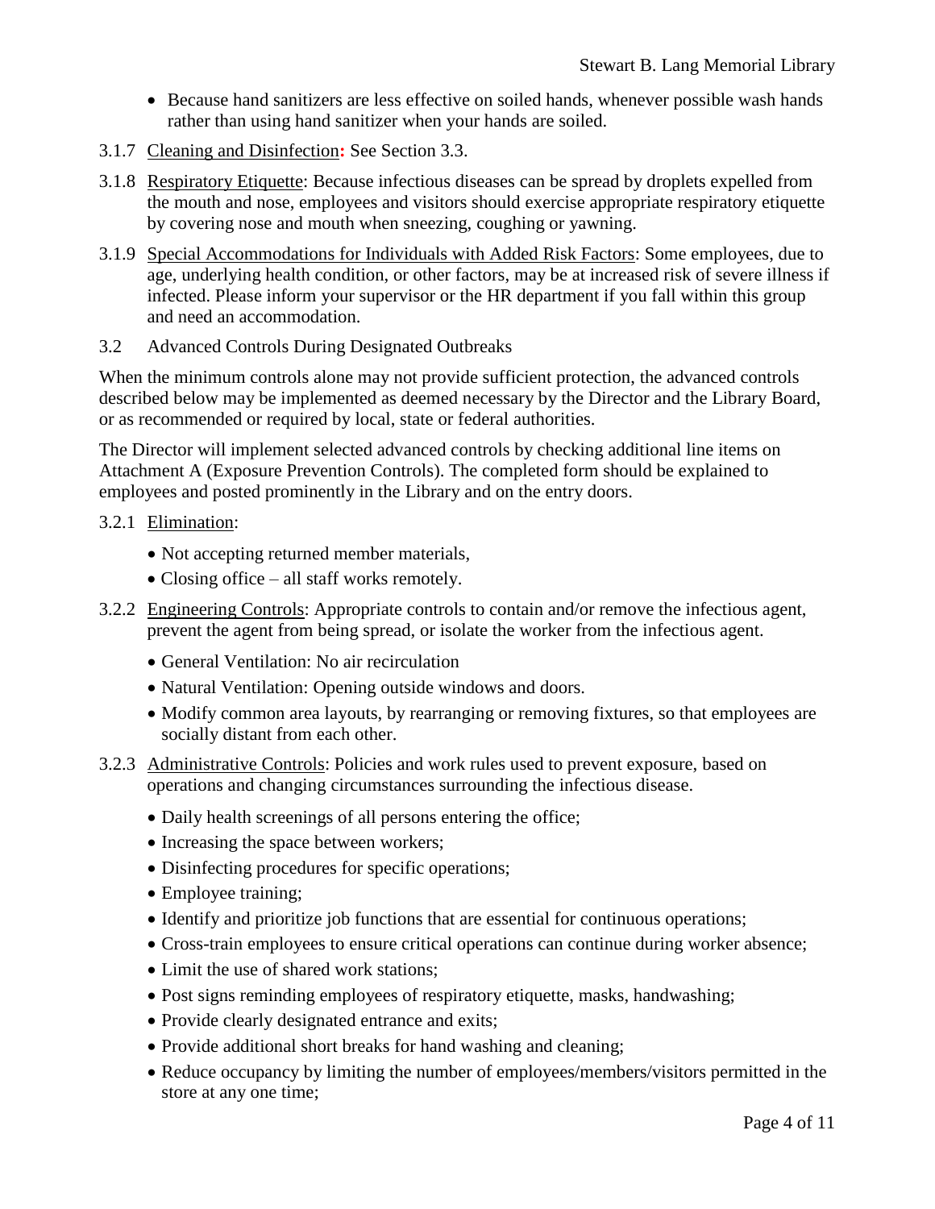- Because hand sanitizers are less effective on soiled hands, whenever possible wash hands rather than using hand sanitizer when your hands are soiled.

3.1.7 Cleaning and Disinfection**:** See Section 3.3.

3.1.8 Respiratory Etiquette: Because infectious diseases can be spread by droplets expelled from the mouth and nose, employees and visitors should exercise appropriate respiratory etiquette by covering nose and mouth when sneezing, coughing or yawning.

3.1.9 Special Accommodations for Individuals with Added Risk Factors: Some employees, due to age, underlying health condition, or other factors, may be at increased risk of severe illness if infected. Please inform your supervisor or the HR department if you fall within this group and need an accommodation.

3.2 Advanced Controls During Designated Outbreaks

When the minimum controls alone may not provide sufficient protection, the advanced controls described below may be implemented as deemed necessary by the Director and the Library Board, or as recommended or required by local, state or federal authorities.

The Director will implement selected advanced controls by checking additional line items on Attachment A (Exposure Prevention Controls). The completed form should be explained to employees and posted prominently in the Library and on the entry doors.

3.2.1 Elimination:

- Not accepting returned member materials,
- Closing office – all staff works remotely.

3.2.2 Engineering Controls: Appropriate controls to contain and/or remove the infectious agent, prevent the agent from being spread, or isolate the worker from the infectious agent.

- General Ventilation: No air recirculation
- Natural Ventilation: Opening outside windows and doors.
- Modify common area layouts, by rearranging or removing fixtures, so that employees are socially distant from each other.

3.2.3 Administrative Controls: Policies and work rules used to prevent exposure, based on operations and changing circumstances surrounding the infectious disease.

- Daily health screenings of all persons entering the office;
- Increasing the space between workers;
- Disinfecting procedures for specific operations;
- Employee training;
- Identify and prioritize job functions that are essential for continuous operations;
- Cross-train employees to ensure critical operations can continue during worker absence;
- Limit the use of shared work stations;
- Post signs reminding employees of respiratory etiquette, masks, handwashing;
- Provide clearly designated entrance and exits;
- Provide additional short breaks for hand washing and cleaning;
- Reduce occupancy by limiting the number of employees/members/visitors permitted in the store at any one time;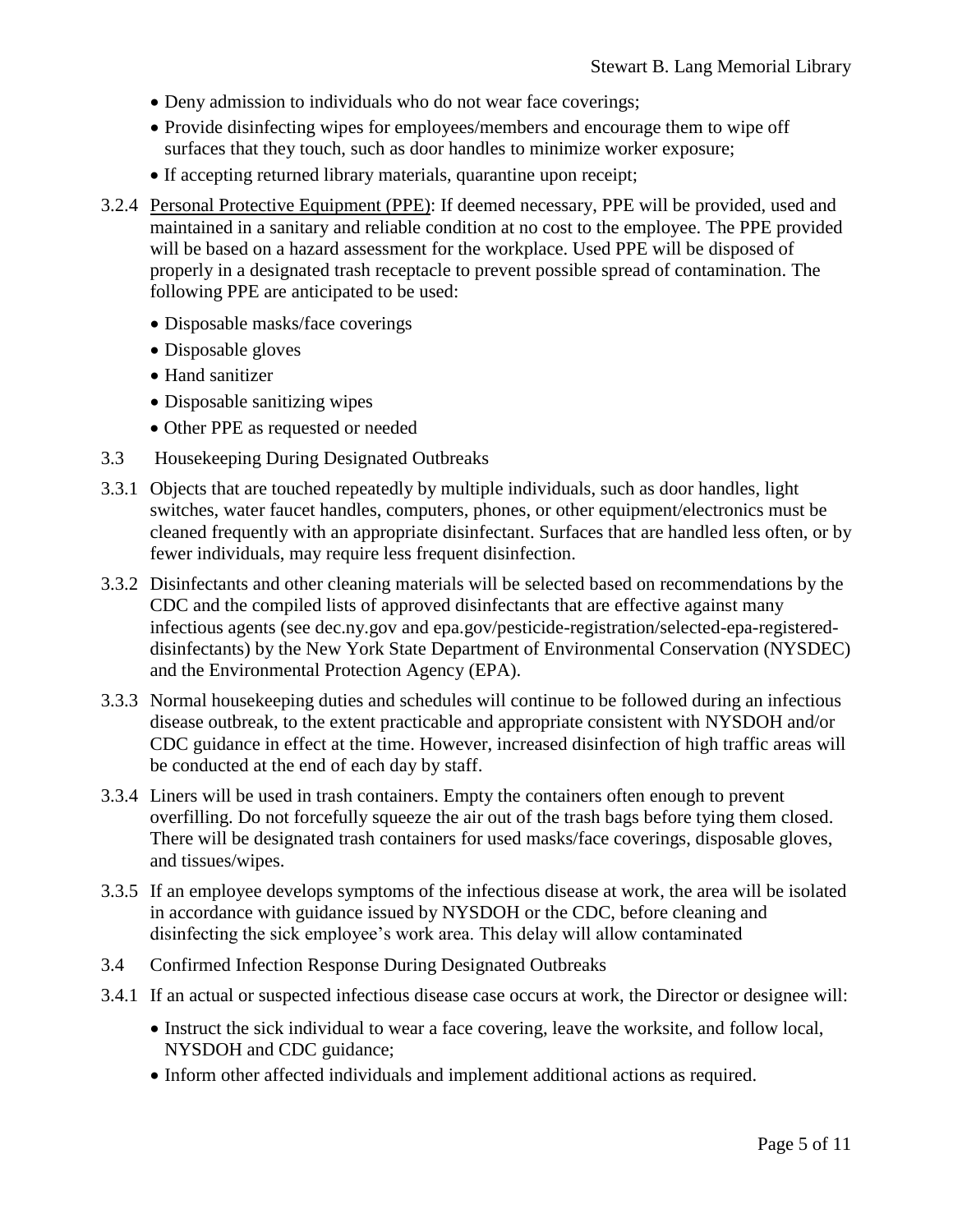- Deny admission to individuals who do not wear face coverings;
- Provide disinfecting wipes for employees/members and encourage them to wipe off surfaces that they touch, such as door handles to minimize worker exposure;
- If accepting returned library materials, quarantine upon receipt;

3.2.4 Personal Protective Equipment (PPE): If deemed necessary, PPE will be provided, used and maintained in a sanitary and reliable condition at no cost to the employee. The PPE provided will be based on a hazard assessment for the workplace. Used PPE will be disposed of properly in a designated trash receptacle to prevent possible spread of contamination. The following PPE are anticipated to be used:

- Disposable masks/face coverings
- Disposable gloves
- Hand sanitizer
- Disposable sanitizing wipes
- Other PPE as requested or needed

3.3 Housekeeping During Designated Outbreaks

3.3.1 Objects that are touched repeatedly by multiple individuals, such as door handles, light switches, water faucet handles, computers, phones, or other equipment/electronics must be cleaned frequently with an appropriate disinfectant. Surfaces that are handled less often, or by fewer individuals, may require less frequent disinfection.

3.3.2 Disinfectants and other cleaning materials will be selected based on recommendations by the CDC and the compiled lists of approved disinfectants that are effective against many infectious agents (see dec.ny.gov and epa.gov/pesticide-registration/selected-epa-registered-disinfectants) by the New York State Department of Environmental Conservation (NYSDEC) and the Environmental Protection Agency (EPA).

3.3.3 Normal housekeeping duties and schedules will continue to be followed during an infectious disease outbreak, to the extent practicable and appropriate consistent with NYSDOH and/or CDC guidance in effect at the time. However, increased disinfection of high traffic areas will be conducted at the end of each day by staff.

3.3.4 Liners will be used in trash containers. Empty the containers often enough to prevent overfilling. Do not forcefully squeeze the air out of the trash bags before tying them closed. There will be designated trash containers for used masks/face coverings, disposable gloves, and tissues/wipes.

3.3.5 If an employee develops symptoms of the infectious disease at work, the area will be isolated in accordance with guidance issued by NYSDOH or the CDC, before cleaning and disinfecting the sick employee's work area. This delay will allow contaminated

3.4 Confirmed Infection Response During Designated Outbreaks

3.4.1 If an actual or suspected infectious disease case occurs at work, the Director or designee will:

- Instruct the sick individual to wear a face covering, leave the worksite, and follow local, NYSDOH and CDC guidance;
- Inform other affected individuals and implement additional actions as required.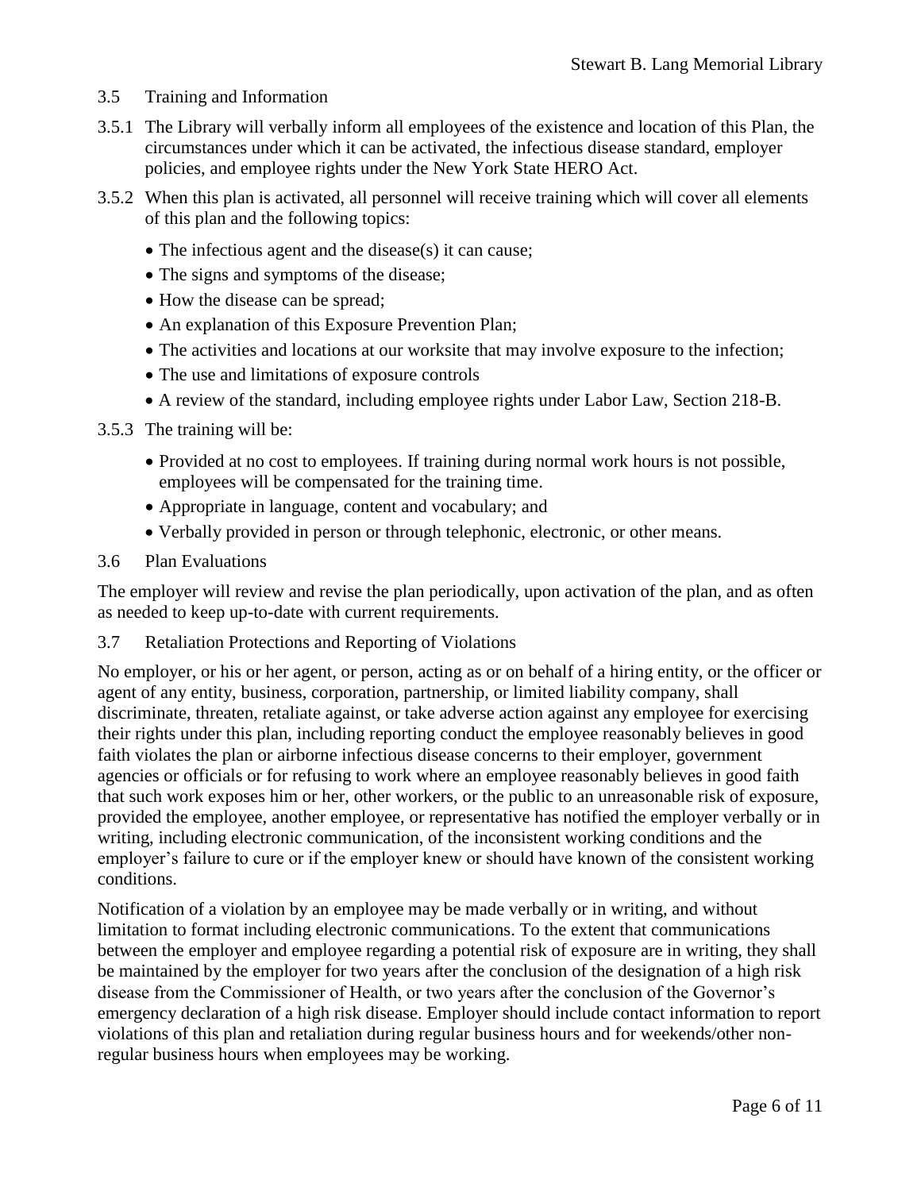### 3.5 Training and Information

3.5.1 The Library will verbally inform all employees of the existence and location of this Plan, the circumstances under which it can be activated, the infectious disease standard, employer policies, and employee rights under the New York State HERO Act.

3.5.2 When this plan is activated, all personnel will receive training which will cover all elements of this plan and the following topics:

- The infectious agent and the disease(s) it can cause;
- The signs and symptoms of the disease;
- How the disease can be spread;
- An explanation of this Exposure Prevention Plan;
- The activities and locations at our worksite that may involve exposure to the infection;
- The use and limitations of exposure controls
- A review of the standard, including employee rights under Labor Law, Section 218-B.

3.5.3 The training will be:

- Provided at no cost to employees. If training during normal work hours is not possible, employees will be compensated for the training time.
- Appropriate in language, content and vocabulary; and
- Verbally provided in person or through telephonic, electronic, or other means.

### 3.6 Plan Evaluations

The employer will review and revise the plan periodically, upon activation of the plan, and as often as needed to keep up-to-date with current requirements.

### 3.7 Retaliation Protections and Reporting of Violations

No employer, or his or her agent, or person, acting as or on behalf of a hiring entity, or the officer or agent of any entity, business, corporation, partnership, or limited liability company, shall discriminate, threaten, retaliate against, or take adverse action against any employee for exercising their rights under this plan, including reporting conduct the employee reasonably believes in good faith violates the plan or airborne infectious disease concerns to their employer, government agencies or officials or for refusing to work where an employee reasonably believes in good faith that such work exposes him or her, other workers, or the public to an unreasonable risk of exposure, provided the employee, another employee, or representative has notified the employer verbally or in writing, including electronic communication, of the inconsistent working conditions and the employer's failure to cure or if the employer knew or should have known of the consistent working conditions.

Notification of a violation by an employee may be made verbally or in writing, and without limitation to format including electronic communications. To the extent that communications between the employer and employee regarding a potential risk of exposure are in writing, they shall be maintained by the employer for two years after the conclusion of the designation of a high risk disease from the Commissioner of Health, or two years after the conclusion of the Governor's emergency declaration of a high risk disease. Employer should include contact information to report violations of this plan and retaliation during regular business hours and for weekends/other non-regular business hours when employees may be working.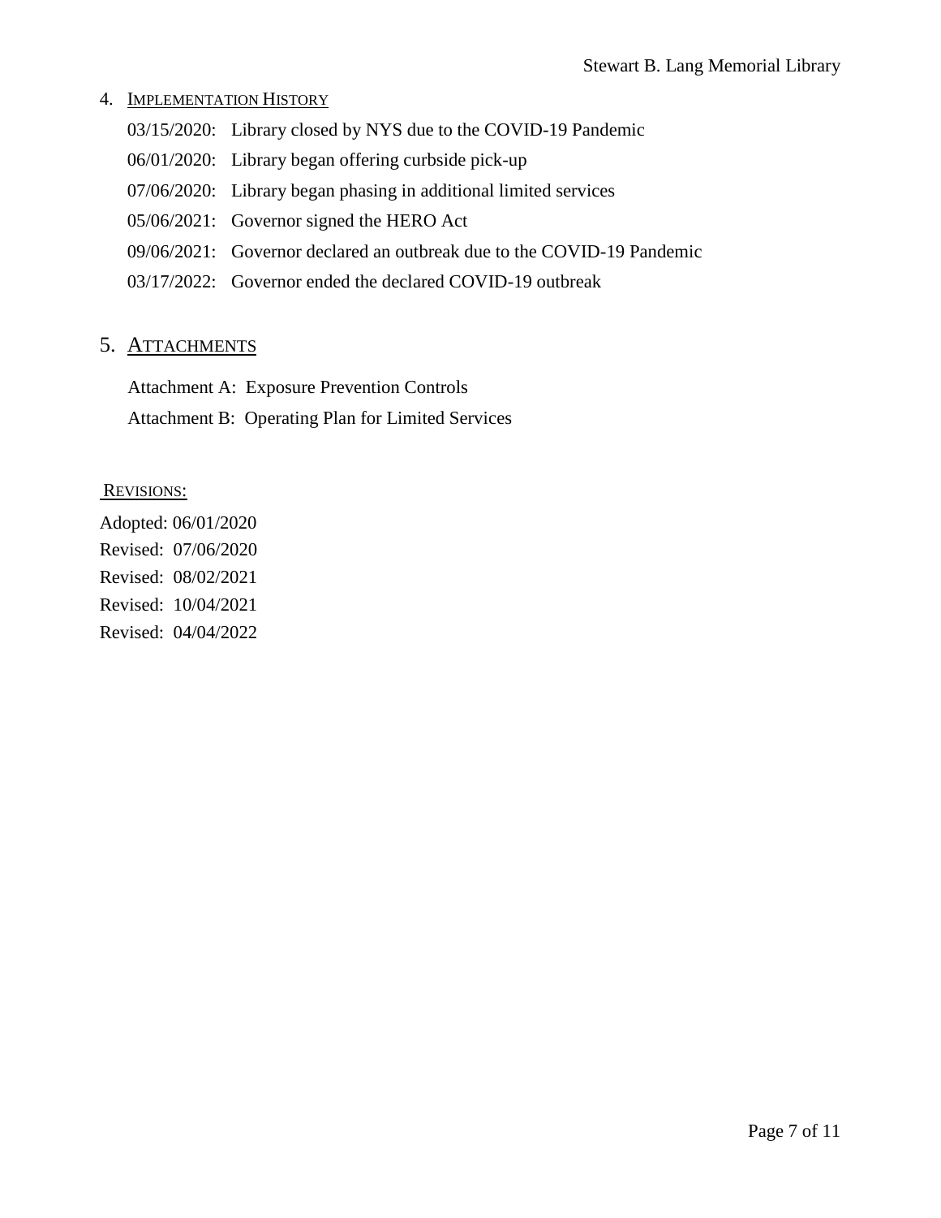## 4. Implementation History

03/15/2020: Library closed by NYS due to the COVID-19 Pandemic

06/01/2020: Library began offering curbside pick-up

07/06/2020: Library began phasing in additional limited services

05/06/2021: Governor signed the HERO Act

09/06/2021: Governor declared an outbreak due to the COVID-19 Pandemic

03/17/2022: Governor ended the declared COVID-19 outbreak

## 5. Attachments

Attachment A: Exposure Prevention Controls

Attachment B: Operating Plan for Limited Services

Revisions:

Adopted: 06/01/2020
Revised: 07/06/2020
Revised: 08/02/2021
Revised: 10/04/2021
Revised: 04/04/2022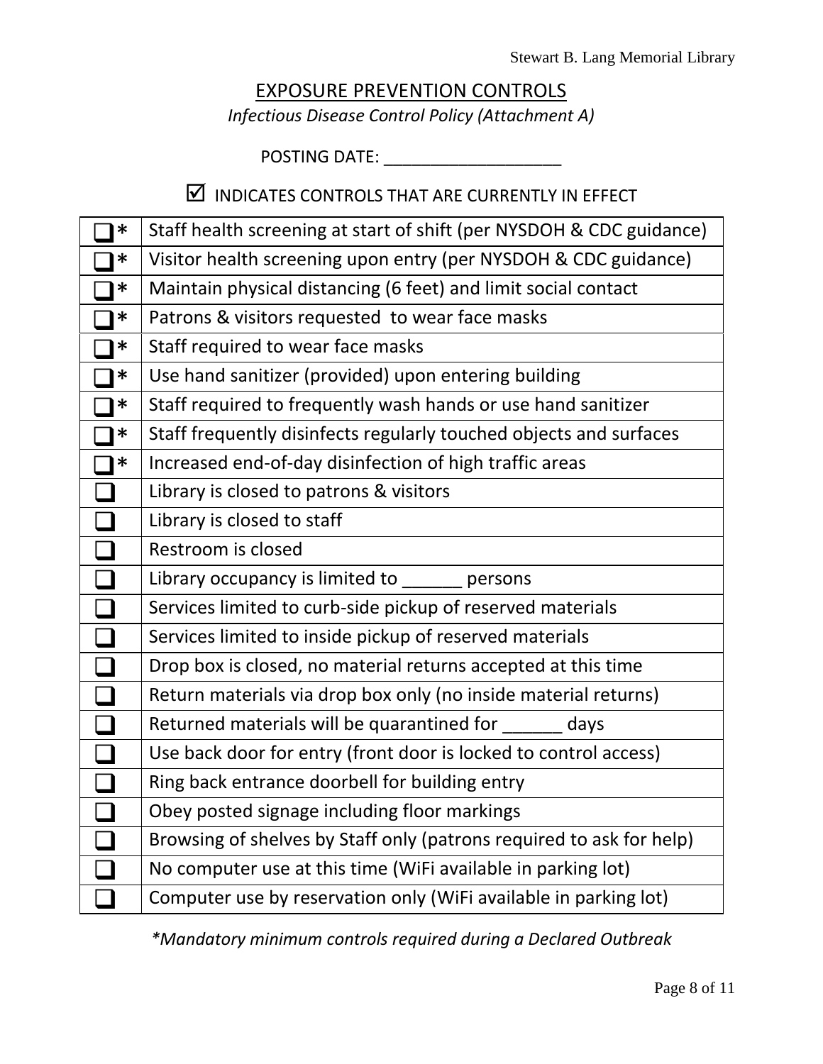## EXPOSURE PREVENTION CONTROLS

*Infectious Disease Control Policy (Attachment A)*

POSTING DATE: ___________________

☑ INDICATES CONTROLS THAT ARE CURRENTLY IN EFFECT

| | |
|---|---|
| ☐* | Staff health screening at start of shift (per NYSDOH & CDC guidance) |
| ☐* | Visitor health screening upon entry (per NYSDOH & CDC guidance) |
| ☐* | Maintain physical distancing (6 feet) and limit social contact |
| ☐* | Patrons & visitors requested to wear face masks |
| ☐* | Staff required to wear face masks |
| ☐* | Use hand sanitizer (provided) upon entering building |
| ☐* | Staff required to frequently wash hands or use hand sanitizer |
| ☐* | Staff frequently disinfects regularly touched objects and surfaces |
| ☐* | Increased end-of-day disinfection of high traffic areas |
| ☐ | Library is closed to patrons & visitors |
| ☐ | Library is closed to staff |
| ☐ | Restroom is closed |
| ☐ | Library occupancy is limited to ______ persons |
| ☐ | Services limited to curb-side pickup of reserved materials |
| ☐ | Services limited to inside pickup of reserved materials |
| ☐ | Drop box is closed, no material returns accepted at this time |
| ☐ | Return materials via drop box only (no inside material returns) |
| ☐ | Returned materials will be quarantined for ______ days |
| ☐ | Use back door for entry (front door is locked to control access) |
| ☐ | Ring back entrance doorbell for building entry |
| ☐ | Obey posted signage including floor markings |
| ☐ | Browsing of shelves by Staff only (patrons required to ask for help) |
| ☐ | No computer use at this time (WiFi available in parking lot) |
| ☐ | Computer use by reservation only (WiFi available in parking lot) |

*\*Mandatory minimum controls required during a Declared Outbreak*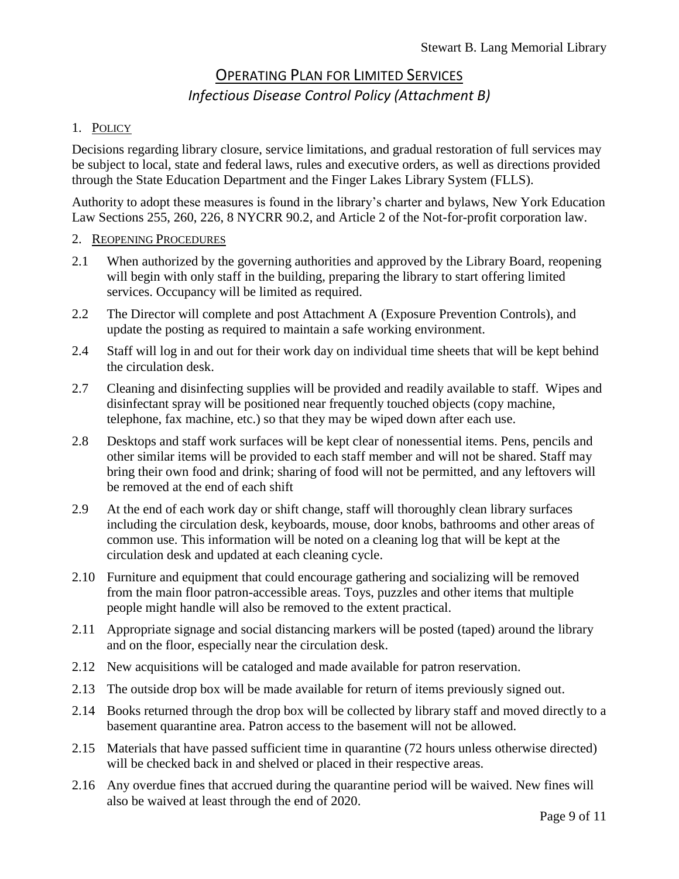# Operating Plan for Limited Services

## *Infectious Disease Control Policy (Attachment B)*

### 1. Policy

Decisions regarding library closure, service limitations, and gradual restoration of full services may be subject to local, state and federal laws, rules and executive orders, as well as directions provided through the State Education Department and the Finger Lakes Library System (FLLS).

Authority to adopt these measures is found in the library's charter and bylaws, New York Education Law Sections 255, 260, 226, 8 NYCRR 90.2, and Article 2 of the Not-for-profit corporation law.

### 2. Reopening Procedures

2.1 When authorized by the governing authorities and approved by the Library Board, reopening will begin with only staff in the building, preparing the library to start offering limited services. Occupancy will be limited as required.

2.2 The Director will complete and post Attachment A (Exposure Prevention Controls), and update the posting as required to maintain a safe working environment.

2.4 Staff will log in and out for their work day on individual time sheets that will be kept behind the circulation desk.

2.7 Cleaning and disinfecting supplies will be provided and readily available to staff. Wipes and disinfectant spray will be positioned near frequently touched objects (copy machine, telephone, fax machine, etc.) so that they may be wiped down after each use.

2.8 Desktops and staff work surfaces will be kept clear of nonessential items. Pens, pencils and other similar items will be provided to each staff member and will not be shared. Staff may bring their own food and drink; sharing of food will not be permitted, and any leftovers will be removed at the end of each shift

2.9 At the end of each work day or shift change, staff will thoroughly clean library surfaces including the circulation desk, keyboards, mouse, door knobs, bathrooms and other areas of common use. This information will be noted on a cleaning log that will be kept at the circulation desk and updated at each cleaning cycle.

2.10 Furniture and equipment that could encourage gathering and socializing will be removed from the main floor patron-accessible areas. Toys, puzzles and other items that multiple people might handle will also be removed to the extent practical.

2.11 Appropriate signage and social distancing markers will be posted (taped) around the library and on the floor, especially near the circulation desk.

2.12 New acquisitions will be cataloged and made available for patron reservation.

2.13 The outside drop box will be made available for return of items previously signed out.

2.14 Books returned through the drop box will be collected by library staff and moved directly to a basement quarantine area. Patron access to the basement will not be allowed.

2.15 Materials that have passed sufficient time in quarantine (72 hours unless otherwise directed) will be checked back in and shelved or placed in their respective areas.

2.16 Any overdue fines that accrued during the quarantine period will be waived. New fines will also be waived at least through the end of 2020.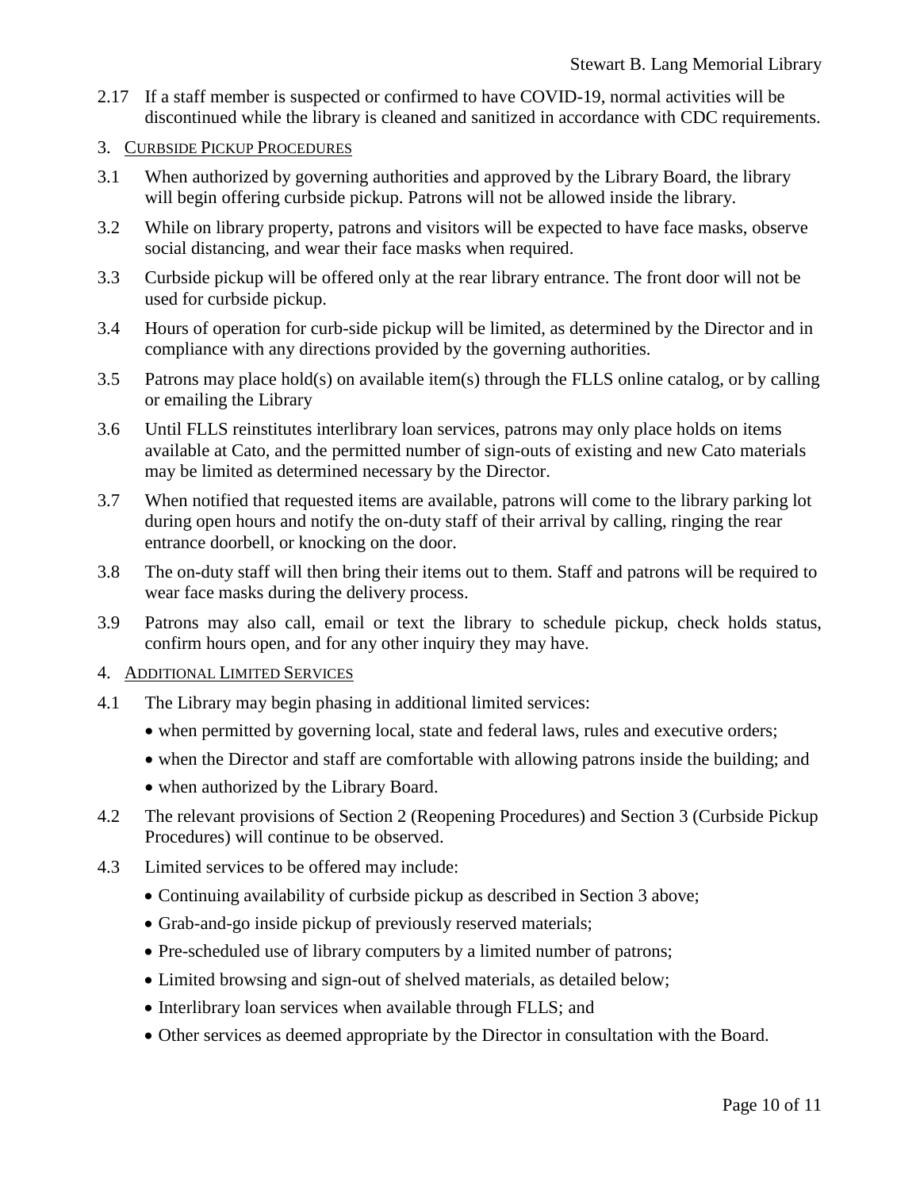2.17 If a staff member is suspected or confirmed to have COVID-19, normal activities will be discontinued while the library is cleaned and sanitized in accordance with CDC requirements.

## 3. Curbside Pickup Procedures

3.1 When authorized by governing authorities and approved by the Library Board, the library will begin offering curbside pickup. Patrons will not be allowed inside the library.

3.2 While on library property, patrons and visitors will be expected to have face masks, observe social distancing, and wear their face masks when required.

3.3 Curbside pickup will be offered only at the rear library entrance. The front door will not be used for curbside pickup.

3.4 Hours of operation for curb-side pickup will be limited, as determined by the Director and in compliance with any directions provided by the governing authorities.

3.5 Patrons may place hold(s) on available item(s) through the FLLS online catalog, or by calling or emailing the Library

3.6 Until FLLS reinstitutes interlibrary loan services, patrons may only place holds on items available at Cato, and the permitted number of sign-outs of existing and new Cato materials may be limited as determined necessary by the Director.

3.7 When notified that requested items are available, patrons will come to the library parking lot during open hours and notify the on-duty staff of their arrival by calling, ringing the rear entrance doorbell, or knocking on the door.

3.8 The on-duty staff will then bring their items out to them. Staff and patrons will be required to wear face masks during the delivery process.

3.9 Patrons may also call, email or text the library to schedule pickup, check holds status, confirm hours open, and for any other inquiry they may have.

## 4. Additional Limited Services

4.1 The Library may begin phasing in additional limited services:

- when permitted by governing local, state and federal laws, rules and executive orders;
- when the Director and staff are comfortable with allowing patrons inside the building; and
- when authorized by the Library Board.

4.2 The relevant provisions of Section 2 (Reopening Procedures) and Section 3 (Curbside Pickup Procedures) will continue to be observed.

4.3 Limited services to be offered may include:

- Continuing availability of curbside pickup as described in Section 3 above;
- Grab-and-go inside pickup of previously reserved materials;
- Pre-scheduled use of library computers by a limited number of patrons;
- Limited browsing and sign-out of shelved materials, as detailed below;
- Interlibrary loan services when available through FLLS; and
- Other services as deemed appropriate by the Director in consultation with the Board.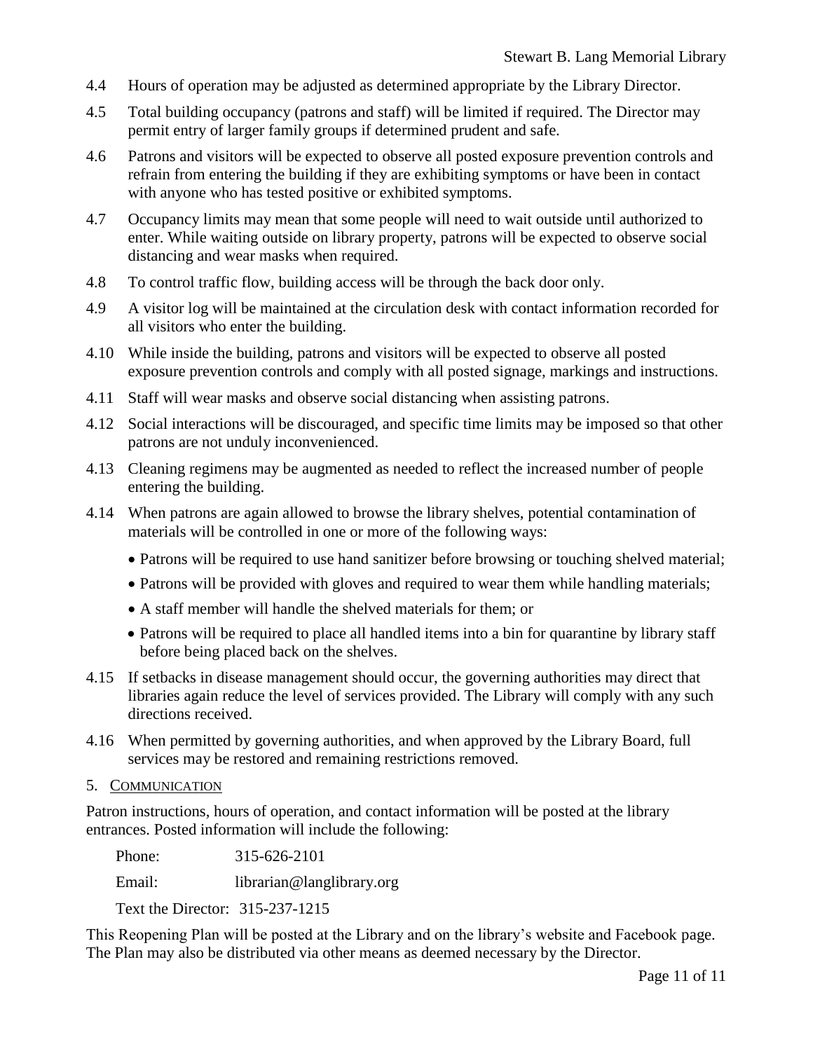4.4 Hours of operation may be adjusted as determined appropriate by the Library Director.

4.5 Total building occupancy (patrons and staff) will be limited if required. The Director may permit entry of larger family groups if determined prudent and safe.

4.6 Patrons and visitors will be expected to observe all posted exposure prevention controls and refrain from entering the building if they are exhibiting symptoms or have been in contact with anyone who has tested positive or exhibited symptoms.

4.7 Occupancy limits may mean that some people will need to wait outside until authorized to enter. While waiting outside on library property, patrons will be expected to observe social distancing and wear masks when required.

4.8 To control traffic flow, building access will be through the back door only.

4.9 A visitor log will be maintained at the circulation desk with contact information recorded for all visitors who enter the building.

4.10 While inside the building, patrons and visitors will be expected to observe all posted exposure prevention controls and comply with all posted signage, markings and instructions.

4.11 Staff will wear masks and observe social distancing when assisting patrons.

4.12 Social interactions will be discouraged, and specific time limits may be imposed so that other patrons are not unduly inconvenienced.

4.13 Cleaning regimens may be augmented as needed to reflect the increased number of people entering the building.

4.14 When patrons are again allowed to browse the library shelves, potential contamination of materials will be controlled in one or more of the following ways:

- Patrons will be required to use hand sanitizer before browsing or touching shelved material;
- Patrons will be provided with gloves and required to wear them while handling materials;
- A staff member will handle the shelved materials for them; or
- Patrons will be required to place all handled items into a bin for quarantine by library staff before being placed back on the shelves.

4.15 If setbacks in disease management should occur, the governing authorities may direct that libraries again reduce the level of services provided. The Library will comply with any such directions received.

4.16 When permitted by governing authorities, and when approved by the Library Board, full services may be restored and remaining restrictions removed.

## 5. Communication

Patron instructions, hours of operation, and contact information will be posted at the library entrances. Posted information will include the following:

Phone: 315-626-2101

Email: librarian@langlibrary.org

Text the Director: 315-237-1215

This Reopening Plan will be posted at the Library and on the library's website and Facebook page. The Plan may also be distributed via other means as deemed necessary by the Director.